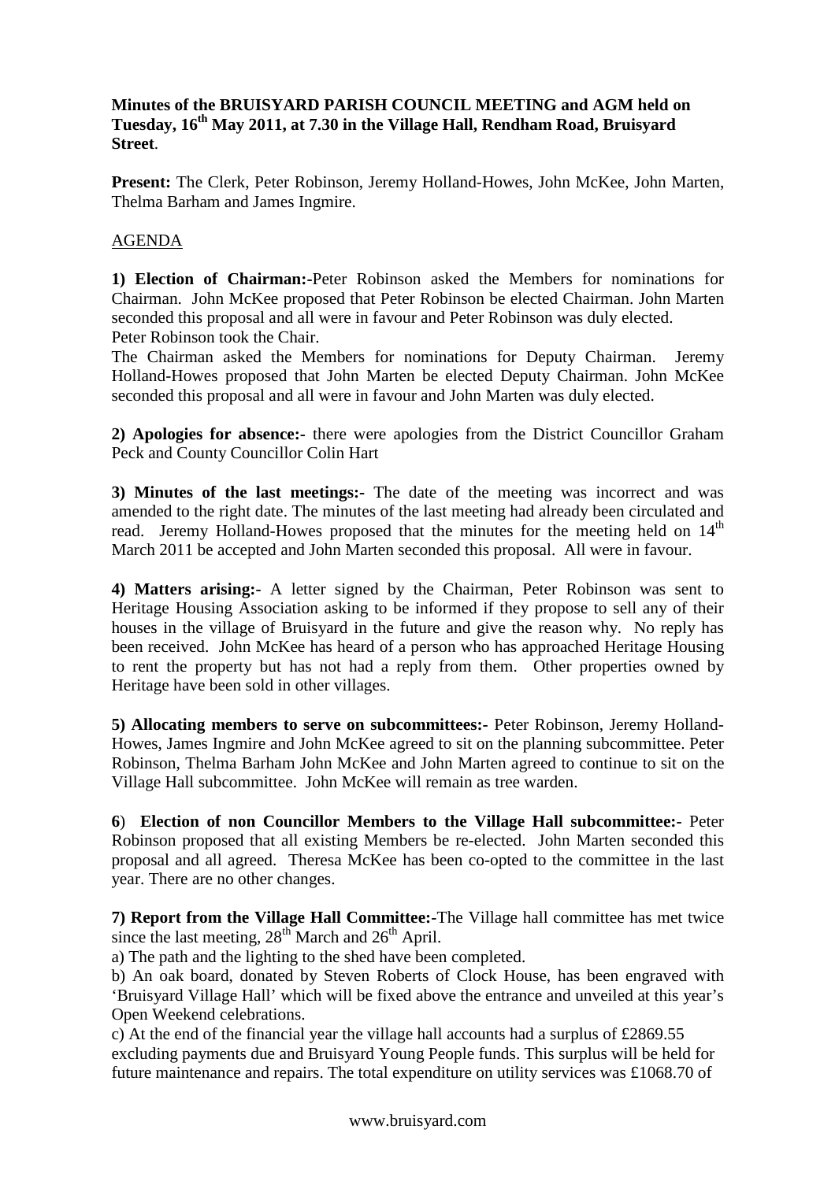**Minutes of the BRUISYARD PARISH COUNCIL MEETING and AGM held on Tuesday, 16th May 2011, at 7.30 in the Village Hall, Rendham Road, Bruisyard Street**.

**Present:** The Clerk, Peter Robinson, Jeremy Holland-Howes, John McKee, John Marten, Thelma Barham and James Ingmire.

AGENDA

**1) Election of Chairman:-**Peter Robinson asked the Members for nominations for Chairman. John McKee proposed that Peter Robinson be elected Chairman. John Marten seconded this proposal and all were in favour and Peter Robinson was duly elected.
Peter Robinson took the Chair.
The Chairman asked the Members for nominations for Deputy Chairman. Jeremy Holland-Howes proposed that John Marten be elected Deputy Chairman. John McKee seconded this proposal and all were in favour and John Marten was duly elected.

**2) Apologies for absence:-** there were apologies from the District Councillor Graham Peck and County Councillor Colin Hart

**3) Minutes of the last meetings:-** The date of the meeting was incorrect and was amended to the right date. The minutes of the last meeting had already been circulated and read. Jeremy Holland-Howes proposed that the minutes for the meeting held on 14th March 2011 be accepted and John Marten seconded this proposal. All were in favour.

**4) Matters arising:-** A letter signed by the Chairman, Peter Robinson was sent to Heritage Housing Association asking to be informed if they propose to sell any of their houses in the village of Bruisyard in the future and give the reason why. No reply has been received. John McKee has heard of a person who has approached Heritage Housing to rent the property but has not had a reply from them. Other properties owned by Heritage have been sold in other villages.

**5) Allocating members to serve on subcommittees:-** Peter Robinson, Jeremy Holland-Howes, James Ingmire and John McKee agreed to sit on the planning subcommittee. Peter Robinson, Thelma Barham John McKee and John Marten agreed to continue to sit on the Village Hall subcommittee. John McKee will remain as tree warden.

**6**) **Election of non Councillor Members to the Village Hall subcommittee:-** Peter Robinson proposed that all existing Members be re-elected. John Marten seconded this proposal and all agreed. Theresa McKee has been co-opted to the committee in the last year. There are no other changes.

**7) Report from the Village Hall Committee:-**The Village hall committee has met twice since the last meeting, 28th March and 26th April.

a) The path and the lighting to the shed have been completed.

b) An oak board, donated by Steven Roberts of Clock House, has been engraved with 'Bruisyard Village Hall' which will be fixed above the entrance and unveiled at this year's Open Weekend celebrations.

c) At the end of the financial year the village hall accounts had a surplus of £2869.55 excluding payments due and Bruisyard Young People funds. This surplus will be held for future maintenance and repairs. The total expenditure on utility services was £1068.70 of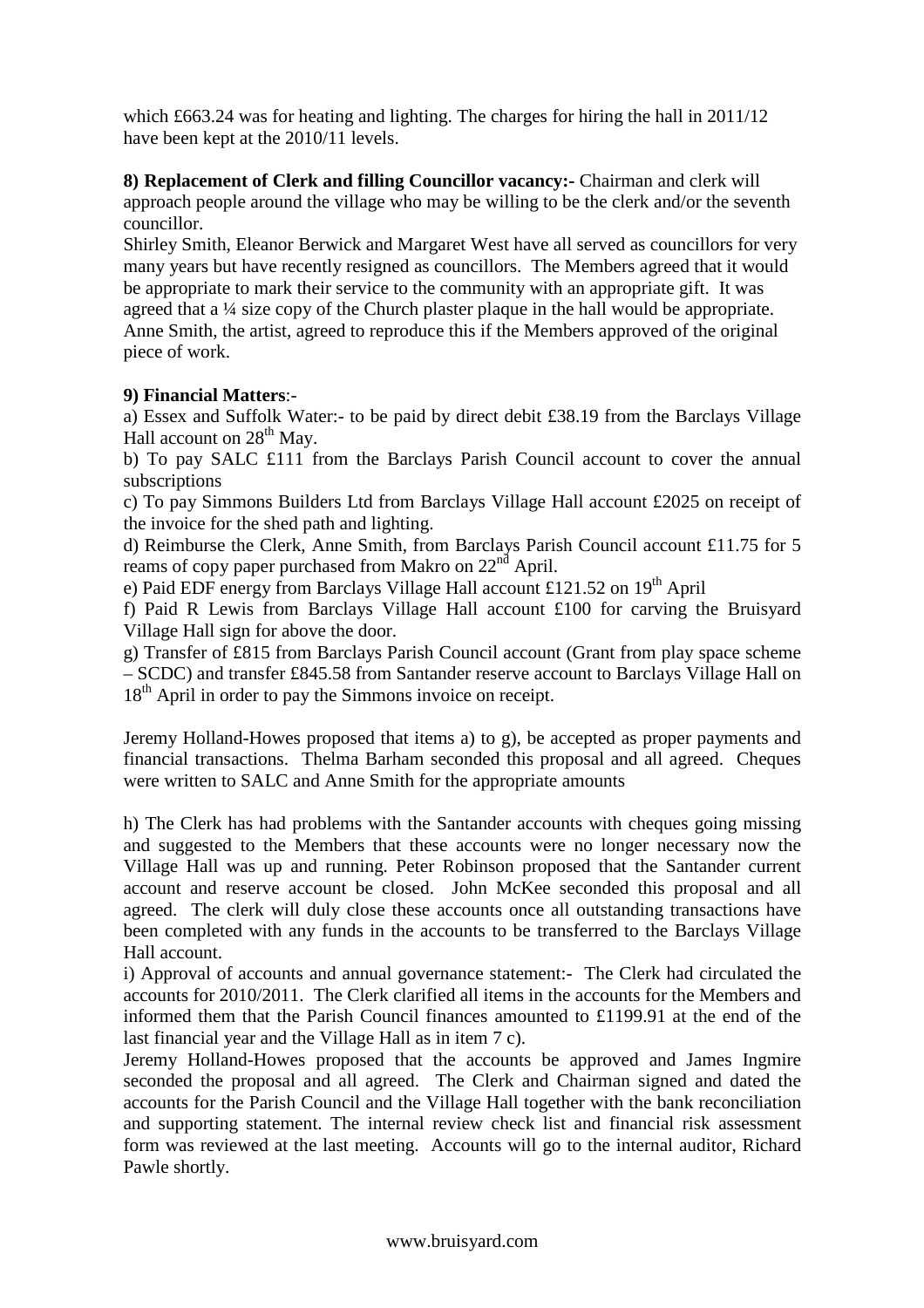which £663.24 was for heating and lighting. The charges for hiring the hall in 2011/12 have been kept at the 2010/11 levels.

**8) Replacement of Clerk and filling Councillor vacancy:-** Chairman and clerk will approach people around the village who may be willing to be the clerk and/or the seventh councillor.

Shirley Smith, Eleanor Berwick and Margaret West have all served as councillors for very many years but have recently resigned as councillors. The Members agreed that it would be appropriate to mark their service to the community with an appropriate gift. It was agreed that a ¼ size copy of the Church plaster plaque in the hall would be appropriate. Anne Smith, the artist, agreed to reproduce this if the Members approved of the original piece of work.

**9) Financial Matters**:-

a) Essex and Suffolk Water:- to be paid by direct debit £38.19 from the Barclays Village Hall account on 28th May.

b) To pay SALC £111 from the Barclays Parish Council account to cover the annual subscriptions

c) To pay Simmons Builders Ltd from Barclays Village Hall account £2025 on receipt of the invoice for the shed path and lighting.

d) Reimburse the Clerk, Anne Smith, from Barclays Parish Council account £11.75 for 5 reams of copy paper purchased from Makro on 22nd April.

e) Paid EDF energy from Barclays Village Hall account £121.52 on 19th April

f) Paid R Lewis from Barclays Village Hall account £100 for carving the Bruisyard Village Hall sign for above the door.

g) Transfer of £815 from Barclays Parish Council account (Grant from play space scheme – SCDC) and transfer £845.58 from Santander reserve account to Barclays Village Hall on 18th April in order to pay the Simmons invoice on receipt.

Jeremy Holland-Howes proposed that items a) to g), be accepted as proper payments and financial transactions. Thelma Barham seconded this proposal and all agreed. Cheques were written to SALC and Anne Smith for the appropriate amounts

h) The Clerk has had problems with the Santander accounts with cheques going missing and suggested to the Members that these accounts were no longer necessary now the Village Hall was up and running. Peter Robinson proposed that the Santander current account and reserve account be closed. John McKee seconded this proposal and all agreed. The clerk will duly close these accounts once all outstanding transactions have been completed with any funds in the accounts to be transferred to the Barclays Village Hall account.

i) Approval of accounts and annual governance statement:- The Clerk had circulated the accounts for 2010/2011. The Clerk clarified all items in the accounts for the Members and informed them that the Parish Council finances amounted to £1199.91 at the end of the last financial year and the Village Hall as in item 7 c).

Jeremy Holland-Howes proposed that the accounts be approved and James Ingmire seconded the proposal and all agreed. The Clerk and Chairman signed and dated the accounts for the Parish Council and the Village Hall together with the bank reconciliation and supporting statement. The internal review check list and financial risk assessment form was reviewed at the last meeting. Accounts will go to the internal auditor, Richard Pawle shortly.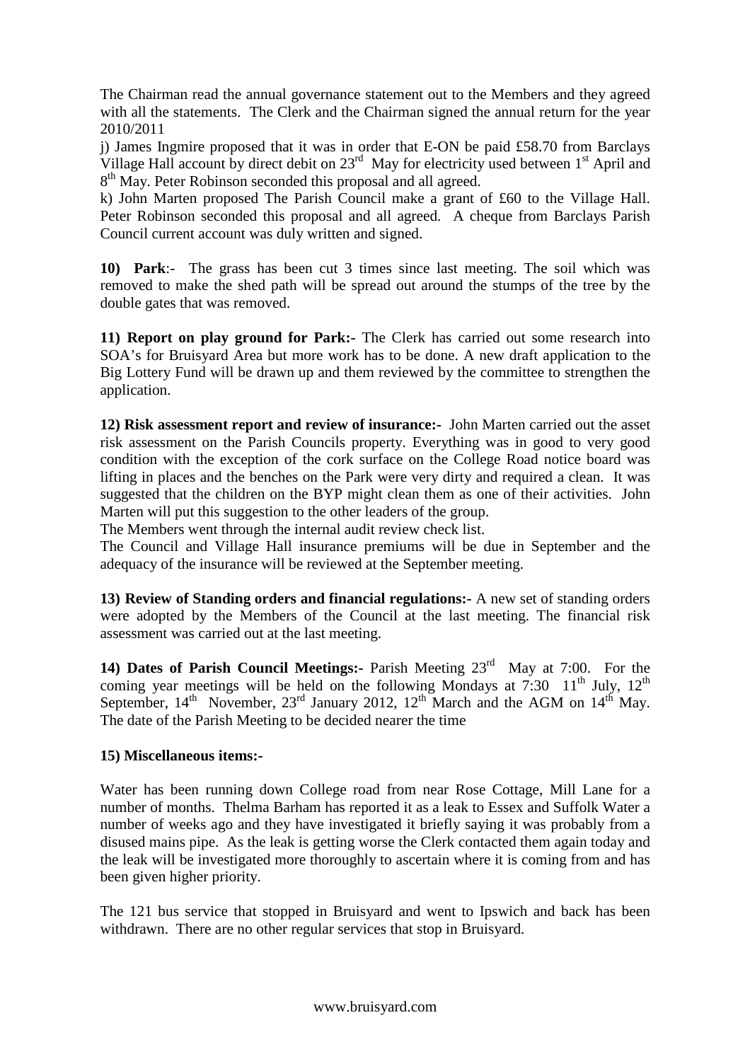The Chairman read the annual governance statement out to the Members and they agreed with all the statements. The Clerk and the Chairman signed the annual return for the year 2010/2011

j) James Ingmire proposed that it was in order that E-ON be paid £58.70 from Barclays Village Hall account by direct debit on 23rd May for electricity used between 1st April and 8th May. Peter Robinson seconded this proposal and all agreed.

k) John Marten proposed The Parish Council make a grant of £60 to the Village Hall. Peter Robinson seconded this proposal and all agreed. A cheque from Barclays Parish Council current account was duly written and signed.

**10) Park**:- The grass has been cut 3 times since last meeting. The soil which was removed to make the shed path will be spread out around the stumps of the tree by the double gates that was removed.

**11) Report on play ground for Park:-** The Clerk has carried out some research into SOA's for Bruisyard Area but more work has to be done. A new draft application to the Big Lottery Fund will be drawn up and them reviewed by the committee to strengthen the application.

**12) Risk assessment report and review of insurance:-** John Marten carried out the asset risk assessment on the Parish Councils property. Everything was in good to very good condition with the exception of the cork surface on the College Road notice board was lifting in places and the benches on the Park were very dirty and required a clean. It was suggested that the children on the BYP might clean them as one of their activities. John Marten will put this suggestion to the other leaders of the group.

The Members went through the internal audit review check list.

The Council and Village Hall insurance premiums will be due in September and the adequacy of the insurance will be reviewed at the September meeting.

**13) Review of Standing orders and financial regulations:-** A new set of standing orders were adopted by the Members of the Council at the last meeting. The financial risk assessment was carried out at the last meeting.

**14) Dates of Parish Council Meetings:-** Parish Meeting 23rd May at 7:00. For the coming year meetings will be held on the following Mondays at 7:30 11th July, 12th September, 14th November, 23rd January 2012, 12th March and the AGM on 14th May. The date of the Parish Meeting to be decided nearer the time

**15) Miscellaneous items:-**

Water has been running down College road from near Rose Cottage, Mill Lane for a number of months. Thelma Barham has reported it as a leak to Essex and Suffolk Water a number of weeks ago and they have investigated it briefly saying it was probably from a disused mains pipe. As the leak is getting worse the Clerk contacted them again today and the leak will be investigated more thoroughly to ascertain where it is coming from and has been given higher priority.

The 121 bus service that stopped in Bruisyard and went to Ipswich and back has been withdrawn. There are no other regular services that stop in Bruisyard.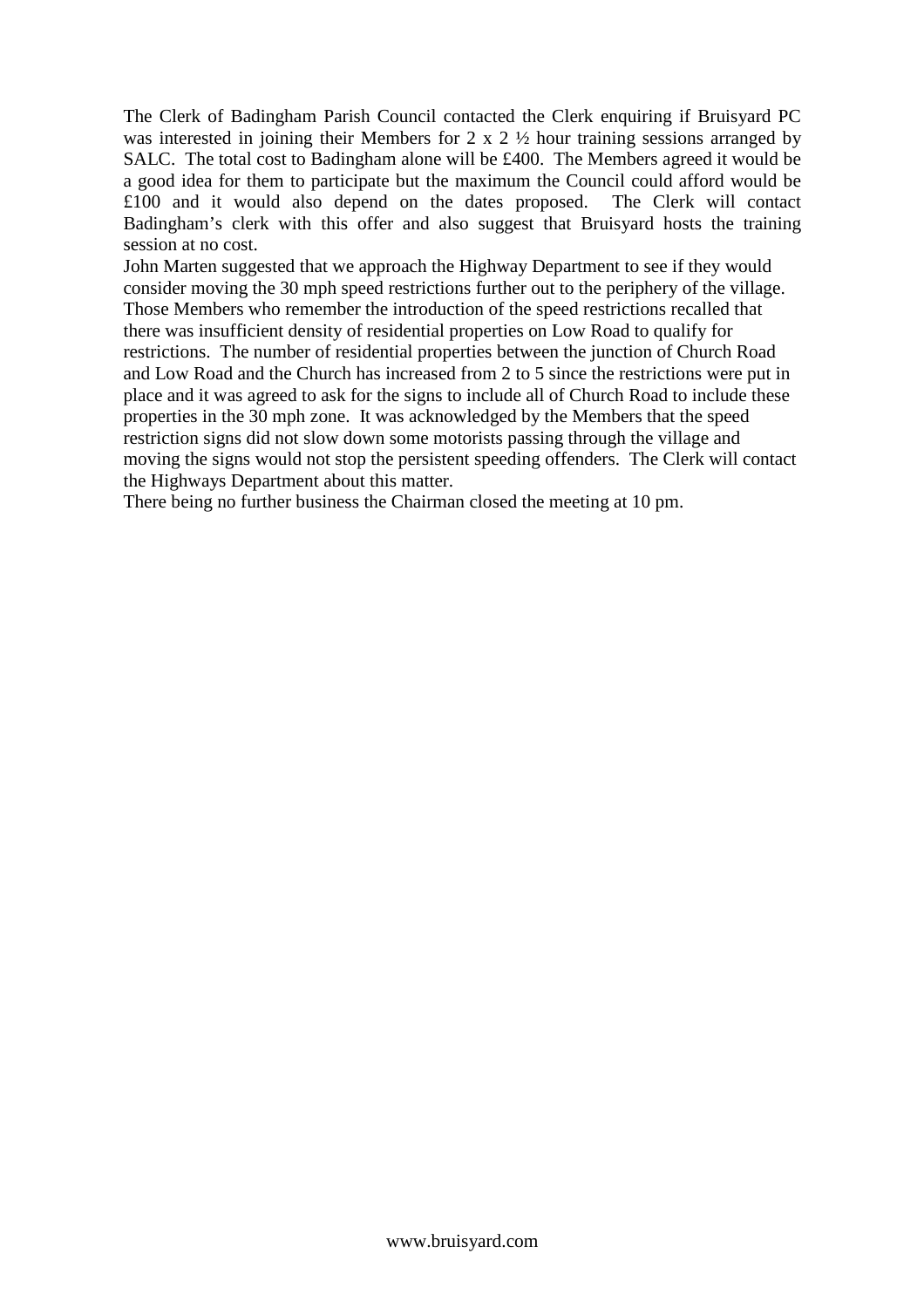The Clerk of Badingham Parish Council contacted the Clerk enquiring if Bruisyard PC was interested in joining their Members for 2 x 2 ½ hour training sessions arranged by SALC. The total cost to Badingham alone will be £400. The Members agreed it would be a good idea for them to participate but the maximum the Council could afford would be £100 and it would also depend on the dates proposed. The Clerk will contact Badingham's clerk with this offer and also suggest that Bruisyard hosts the training session at no cost.

John Marten suggested that we approach the Highway Department to see if they would consider moving the 30 mph speed restrictions further out to the periphery of the village. Those Members who remember the introduction of the speed restrictions recalled that there was insufficient density of residential properties on Low Road to qualify for restrictions. The number of residential properties between the junction of Church Road and Low Road and the Church has increased from 2 to 5 since the restrictions were put in place and it was agreed to ask for the signs to include all of Church Road to include these properties in the 30 mph zone. It was acknowledged by the Members that the speed restriction signs did not slow down some motorists passing through the village and moving the signs would not stop the persistent speeding offenders. The Clerk will contact the Highways Department about this matter.

There being no further business the Chairman closed the meeting at 10 pm.